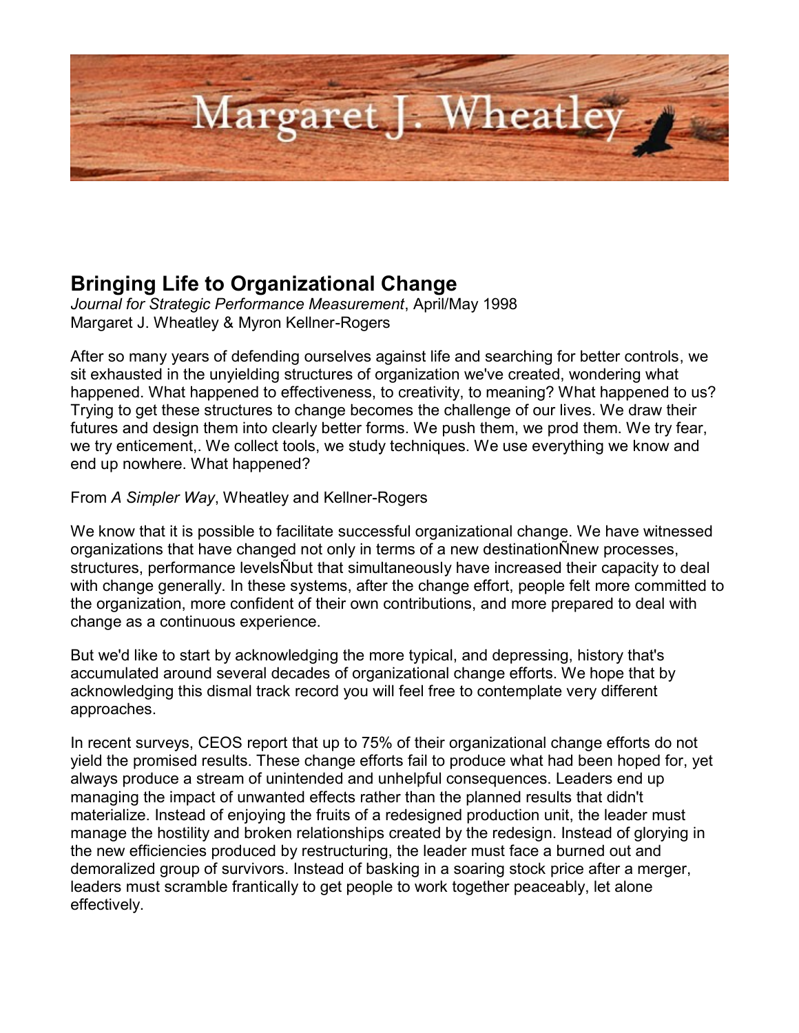# Bringing Life to Organizational Change

*Journal for Strategic Performance Measurement*, April/May 1998
Margaret J. Wheatley & Myron Kellner-Rogers

After so many years of defending ourselves against life and searching for better controls, we sit exhausted in the unyielding structures of organization we've created, wondering what happened. What happened to effectiveness, to creativity, to meaning? What happened to us? Trying to get these structures to change becomes the challenge of our lives. We draw their futures and design them into clearly better forms. We push them, we prod them. We try fear, we try enticement,. We collect tools, we study techniques. We use everything we know and end up nowhere. What happened?

From *A Simpler Way*, Wheatley and Kellner-Rogers

We know that it is possible to facilitate successful organizational change. We have witnessed organizations that have changed not only in terms of a new destinationÑnew processes, structures, performance levelsÑbut that simultaneously have increased their capacity to deal with change generally. In these systems, after the change effort, people felt more committed to the organization, more confident of their own contributions, and more prepared to deal with change as a continuous experience.

But we'd like to start by acknowledging the more typical, and depressing, history that's accumulated around several decades of organizational change efforts. We hope that by acknowledging this dismal track record you will feel free to contemplate very different approaches.

In recent surveys, CEOS report that up to 75% of their organizational change efforts do not yield the promised results. These change efforts fail to produce what had been hoped for, yet always produce a stream of unintended and unhelpful consequences. Leaders end up managing the impact of unwanted effects rather than the planned results that didn't materialize. Instead of enjoying the fruits of a redesigned production unit, the leader must manage the hostility and broken relationships created by the redesign. Instead of glorying in the new efficiencies produced by restructuring, the leader must face a burned out and demoralized group of survivors. Instead of basking in a soaring stock price after a merger, leaders must scramble frantically to get people to work together peaceably, let alone effectively.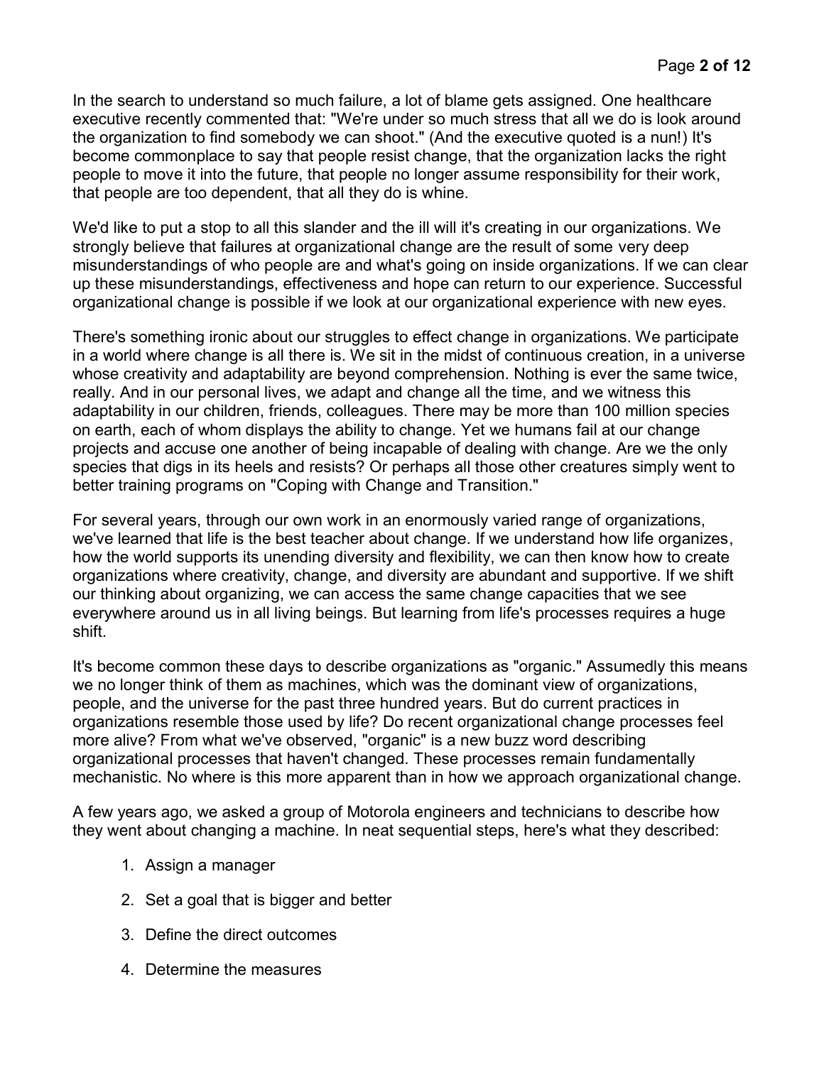In the search to understand so much failure, a lot of blame gets assigned. One healthcare executive recently commented that: "We're under so much stress that all we do is look around the organization to find somebody we can shoot." (And the executive quoted is a nun!) It's become commonplace to say that people resist change, that the organization lacks the right people to move it into the future, that people no longer assume responsibility for their work, that people are too dependent, that all they do is whine.

We'd like to put a stop to all this slander and the ill will it's creating in our organizations. We strongly believe that failures at organizational change are the result of some very deep misunderstandings of who people are and what's going on inside organizations. If we can clear up these misunderstandings, effectiveness and hope can return to our experience. Successful organizational change is possible if we look at our organizational experience with new eyes.

There's something ironic about our struggles to effect change in organizations. We participate in a world where change is all there is. We sit in the midst of continuous creation, in a universe whose creativity and adaptability are beyond comprehension. Nothing is ever the same twice, really. And in our personal lives, we adapt and change all the time, and we witness this adaptability in our children, friends, colleagues. There may be more than 100 million species on earth, each of whom displays the ability to change. Yet we humans fail at our change projects and accuse one another of being incapable of dealing with change. Are we the only species that digs in its heels and resists? Or perhaps all those other creatures simply went to better training programs on "Coping with Change and Transition."

For several years, through our own work in an enormously varied range of organizations, we've learned that life is the best teacher about change. If we understand how life organizes, how the world supports its unending diversity and flexibility, we can then know how to create organizations where creativity, change, and diversity are abundant and supportive. If we shift our thinking about organizing, we can access the same change capacities that we see everywhere around us in all living beings. But learning from life's processes requires a huge shift.

It's become common these days to describe organizations as "organic." Assumedly this means we no longer think of them as machines, which was the dominant view of organizations, people, and the universe for the past three hundred years. But do current practices in organizations resemble those used by life? Do recent organizational change processes feel more alive? From what we've observed, "organic" is a new buzz word describing organizational processes that haven't changed. These processes remain fundamentally mechanistic. No where is this more apparent than in how we approach organizational change.

A few years ago, we asked a group of Motorola engineers and technicians to describe how they went about changing a machine. In neat sequential steps, here's what they described:

1. Assign a manager
2. Set a goal that is bigger and better
3. Define the direct outcomes
4. Determine the measures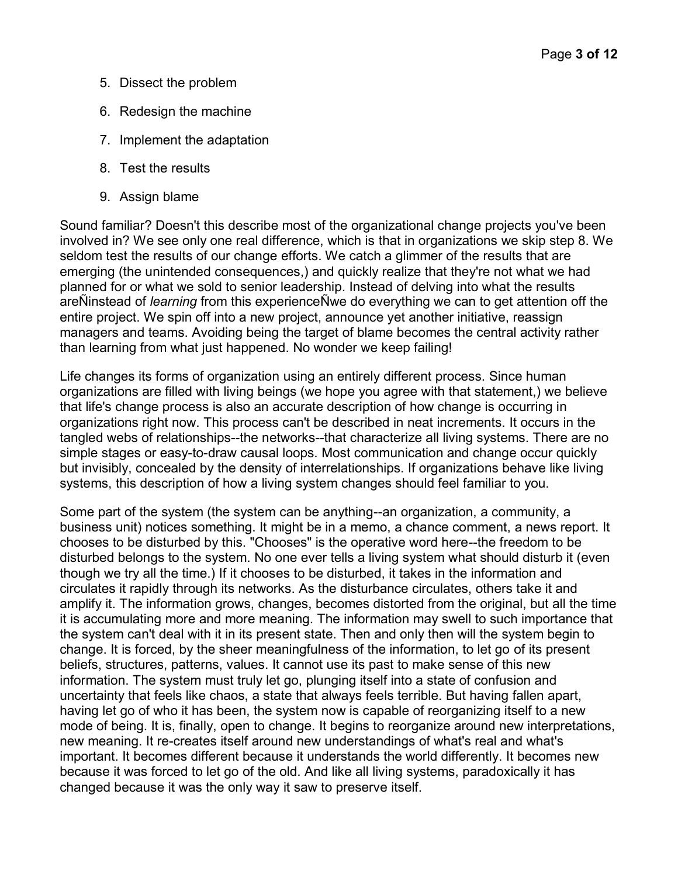5. Dissect the problem

6. Redesign the machine

7. Implement the adaptation

8. Test the results

9. Assign blame

Sound familiar? Doesn't this describe most of the organizational change projects you've been involved in? We see only one real difference, which is that in organizations we skip step 8. We seldom test the results of our change efforts. We catch a glimmer of the results that are emerging (the unintended consequences,) and quickly realize that they're not what we had planned for or what we sold to senior leadership. Instead of delving into what the results areÑinstead of *learning* from this experienceÑwe do everything we can to get attention off the entire project. We spin off into a new project, announce yet another initiative, reassign managers and teams. Avoiding being the target of blame becomes the central activity rather than learning from what just happened. No wonder we keep failing!

Life changes its forms of organization using an entirely different process. Since human organizations are filled with living beings (we hope you agree with that statement,) we believe that life's change process is also an accurate description of how change is occurring in organizations right now. This process can't be described in neat increments. It occurs in the tangled webs of relationships--the networks--that characterize all living systems. There are no simple stages or easy-to-draw causal loops. Most communication and change occur quickly but invisibly, concealed by the density of interrelationships. If organizations behave like living systems, this description of how a living system changes should feel familiar to you.

Some part of the system (the system can be anything--an organization, a community, a business unit) notices something. It might be in a memo, a chance comment, a news report. It chooses to be disturbed by this. "Chooses" is the operative word here--the freedom to be disturbed belongs to the system. No one ever tells a living system what should disturb it (even though we try all the time.) If it chooses to be disturbed, it takes in the information and circulates it rapidly through its networks. As the disturbance circulates, others take it and amplify it. The information grows, changes, becomes distorted from the original, but all the time it is accumulating more and more meaning. The information may swell to such importance that the system can't deal with it in its present state. Then and only then will the system begin to change. It is forced, by the sheer meaningfulness of the information, to let go of its present beliefs, structures, patterns, values. It cannot use its past to make sense of this new information. The system must truly let go, plunging itself into a state of confusion and uncertainty that feels like chaos, a state that always feels terrible. But having fallen apart, having let go of who it has been, the system now is capable of reorganizing itself to a new mode of being. It is, finally, open to change. It begins to reorganize around new interpretations, new meaning. It re-creates itself around new understandings of what's real and what's important. It becomes different because it understands the world differently. It becomes new because it was forced to let go of the old. And like all living systems, paradoxically it has changed because it was the only way it saw to preserve itself.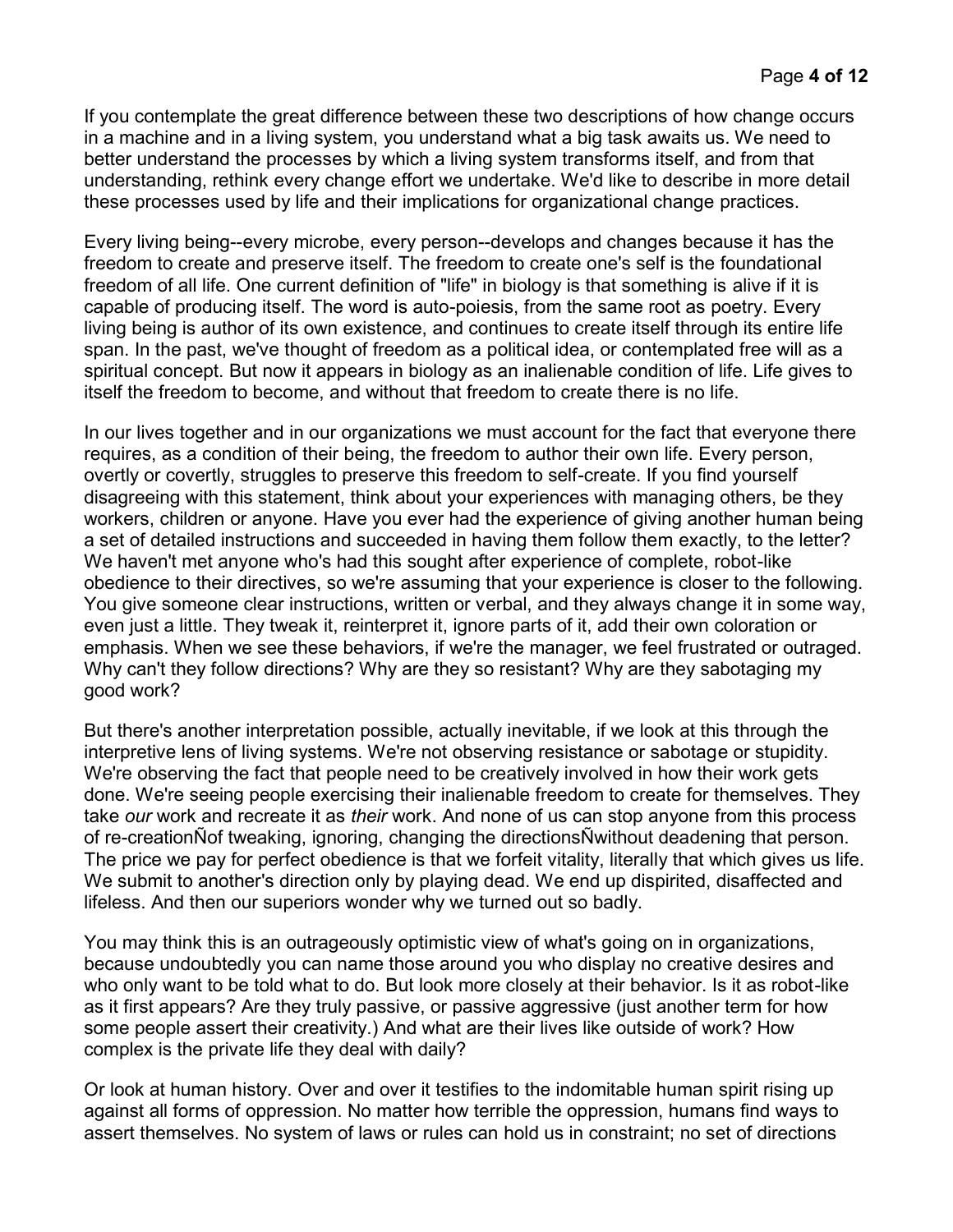If you contemplate the great difference between these two descriptions of how change occurs in a machine and in a living system, you understand what a big task awaits us. We need to better understand the processes by which a living system transforms itself, and from that understanding, rethink every change effort we undertake. We'd like to describe in more detail these processes used by life and their implications for organizational change practices.

Every living being--every microbe, every person--develops and changes because it has the freedom to create and preserve itself. The freedom to create one's self is the foundational freedom of all life. One current definition of "life" in biology is that something is alive if it is capable of producing itself. The word is auto-poiesis, from the same root as poetry. Every living being is author of its own existence, and continues to create itself through its entire life span. In the past, we've thought of freedom as a political idea, or contemplated free will as a spiritual concept. But now it appears in biology as an inalienable condition of life. Life gives to itself the freedom to become, and without that freedom to create there is no life.

In our lives together and in our organizations we must account for the fact that everyone there requires, as a condition of their being, the freedom to author their own life. Every person, overtly or covertly, struggles to preserve this freedom to self-create. If you find yourself disagreeing with this statement, think about your experiences with managing others, be they workers, children or anyone. Have you ever had the experience of giving another human being a set of detailed instructions and succeeded in having them follow them exactly, to the letter? We haven't met anyone who's had this sought after experience of complete, robot-like obedience to their directives, so we're assuming that your experience is closer to the following. You give someone clear instructions, written or verbal, and they always change it in some way, even just a little. They tweak it, reinterpret it, ignore parts of it, add their own coloration or emphasis. When we see these behaviors, if we're the manager, we feel frustrated or outraged. Why can't they follow directions? Why are they so resistant? Why are they sabotaging my good work?

But there's another interpretation possible, actually inevitable, if we look at this through the interpretive lens of living systems. We're not observing resistance or sabotage or stupidity. We're observing the fact that people need to be creatively involved in how their work gets done. We're seeing people exercising their inalienable freedom to create for themselves. They take *our* work and recreate it as *their* work. And none of us can stop anyone from this process of re-creationÑof tweaking, ignoring, changing the directionsÑwithout deadening that person. The price we pay for perfect obedience is that we forfeit vitality, literally that which gives us life. We submit to another's direction only by playing dead. We end up dispirited, disaffected and lifeless. And then our superiors wonder why we turned out so badly.

You may think this is an outrageously optimistic view of what's going on in organizations, because undoubtedly you can name those around you who display no creative desires and who only want to be told what to do. But look more closely at their behavior. Is it as robot-like as it first appears? Are they truly passive, or passive aggressive (just another term for how some people assert their creativity.) And what are their lives like outside of work? How complex is the private life they deal with daily?

Or look at human history. Over and over it testifies to the indomitable human spirit rising up against all forms of oppression. No matter how terrible the oppression, humans find ways to assert themselves. No system of laws or rules can hold us in constraint; no set of directions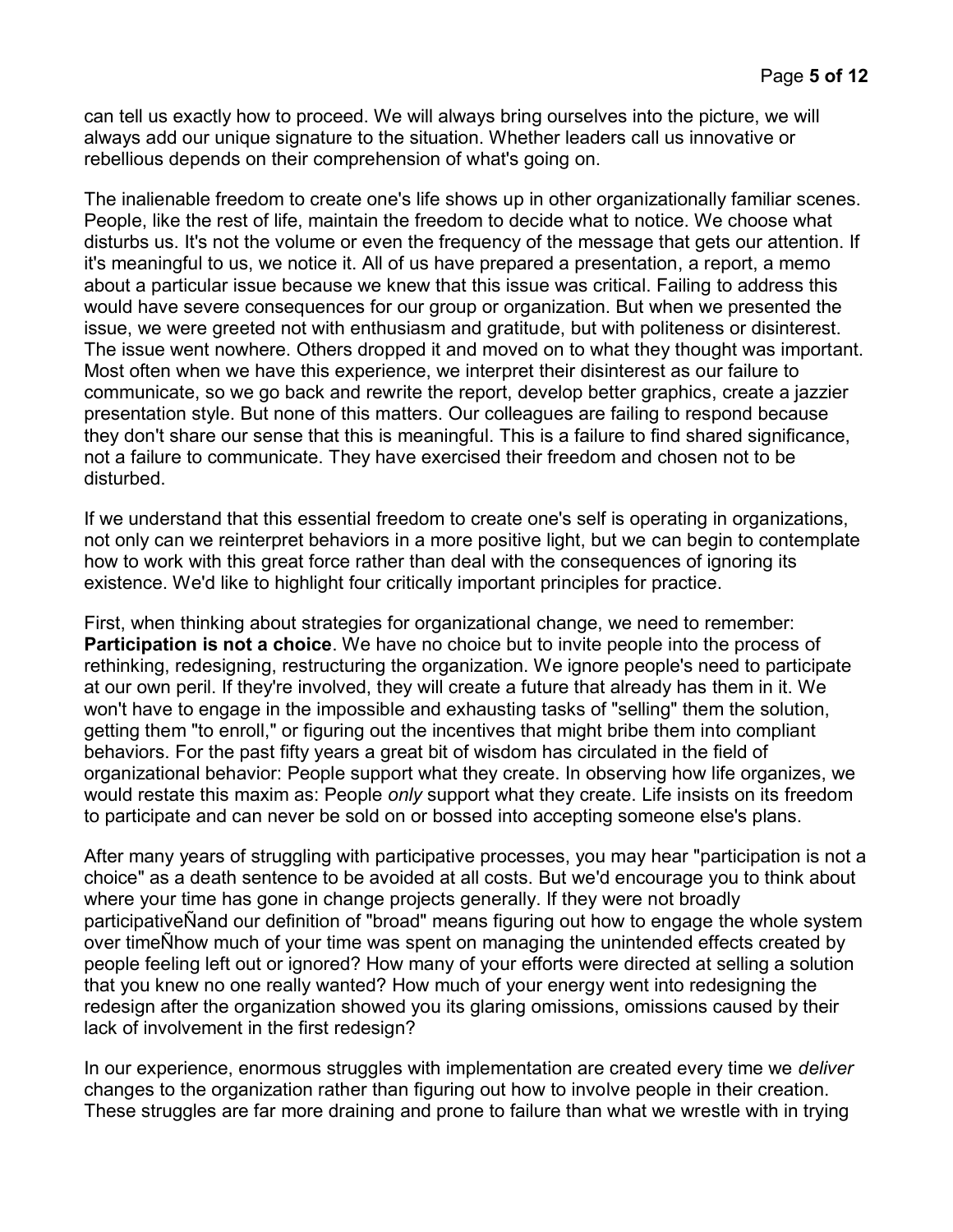can tell us exactly how to proceed. We will always bring ourselves into the picture, we will always add our unique signature to the situation. Whether leaders call us innovative or rebellious depends on their comprehension of what's going on.

The inalienable freedom to create one's life shows up in other organizationally familiar scenes. People, like the rest of life, maintain the freedom to decide what to notice. We choose what disturbs us. It's not the volume or even the frequency of the message that gets our attention. If it's meaningful to us, we notice it. All of us have prepared a presentation, a report, a memo about a particular issue because we knew that this issue was critical. Failing to address this would have severe consequences for our group or organization. But when we presented the issue, we were greeted not with enthusiasm and gratitude, but with politeness or disinterest. The issue went nowhere. Others dropped it and moved on to what they thought was important. Most often when we have this experience, we interpret their disinterest as our failure to communicate, so we go back and rewrite the report, develop better graphics, create a jazzier presentation style. But none of this matters. Our colleagues are failing to respond because they don't share our sense that this is meaningful. This is a failure to find shared significance, not a failure to communicate. They have exercised their freedom and chosen not to be disturbed.

If we understand that this essential freedom to create one's self is operating in organizations, not only can we reinterpret behaviors in a more positive light, but we can begin to contemplate how to work with this great force rather than deal with the consequences of ignoring its existence. We'd like to highlight four critically important principles for practice.

First, when thinking about strategies for organizational change, we need to remember: **Participation is not a choice**. We have no choice but to invite people into the process of rethinking, redesigning, restructuring the organization. We ignore people's need to participate at our own peril. If they're involved, they will create a future that already has them in it. We won't have to engage in the impossible and exhausting tasks of "selling" them the solution, getting them "to enroll," or figuring out the incentives that might bribe them into compliant behaviors. For the past fifty years a great bit of wisdom has circulated in the field of organizational behavior: People support what they create. In observing how life organizes, we would restate this maxim as: People *only* support what they create. Life insists on its freedom to participate and can never be sold on or bossed into accepting someone else's plans.

After many years of struggling with participative processes, you may hear "participation is not a choice" as a death sentence to be avoided at all costs. But we'd encourage you to think about where your time has gone in change projects generally. If they were not broadly participativeÑand our definition of "broad" means figuring out how to engage the whole system over timeÑhow much of your time was spent on managing the unintended effects created by people feeling left out or ignored? How many of your efforts were directed at selling a solution that you knew no one really wanted? How much of your energy went into redesigning the redesign after the organization showed you its glaring omissions, omissions caused by their lack of involvement in the first redesign?

In our experience, enormous struggles with implementation are created every time we *deliver* changes to the organization rather than figuring out how to involve people in their creation. These struggles are far more draining and prone to failure than what we wrestle with in trying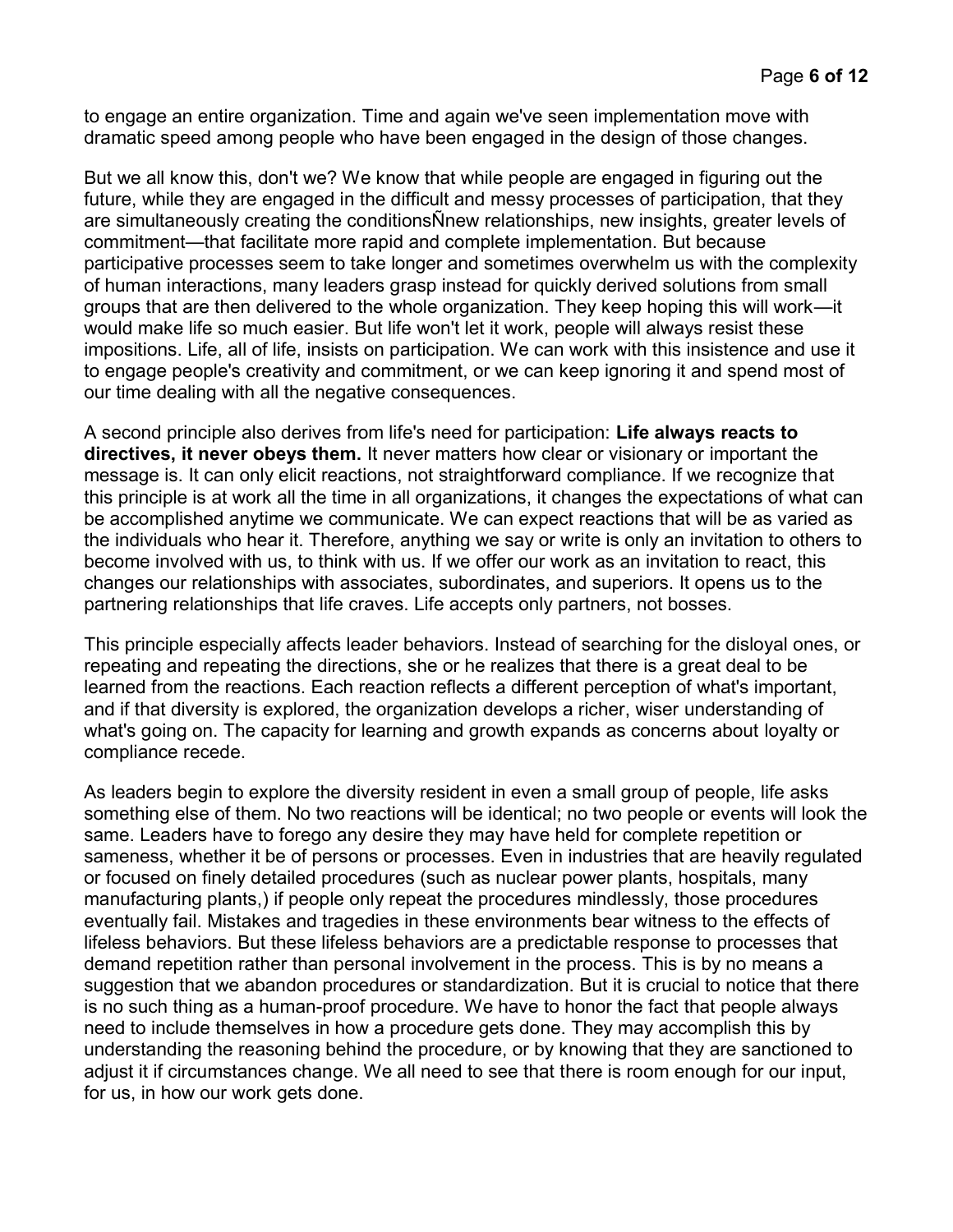to engage an entire organization. Time and again we've seen implementation move with dramatic speed among people who have been engaged in the design of those changes.

But we all know this, don't we? We know that while people are engaged in figuring out the future, while they are engaged in the difficult and messy processes of participation, that they are simultaneously creating the conditionsÑnew relationships, new insights, greater levels of commitment—that facilitate more rapid and complete implementation. But because participative processes seem to take longer and sometimes overwhelm us with the complexity of human interactions, many leaders grasp instead for quickly derived solutions from small groups that are then delivered to the whole organization. They keep hoping this will work—it would make life so much easier. But life won't let it work, people will always resist these impositions. Life, all of life, insists on participation. We can work with this insistence and use it to engage people's creativity and commitment, or we can keep ignoring it and spend most of our time dealing with all the negative consequences.

A second principle also derives from life's need for participation: **Life always reacts to directives, it never obeys them.** It never matters how clear or visionary or important the message is. It can only elicit reactions, not straightforward compliance. If we recognize that this principle is at work all the time in all organizations, it changes the expectations of what can be accomplished anytime we communicate. We can expect reactions that will be as varied as the individuals who hear it. Therefore, anything we say or write is only an invitation to others to become involved with us, to think with us. If we offer our work as an invitation to react, this changes our relationships with associates, subordinates, and superiors. It opens us to the partnering relationships that life craves. Life accepts only partners, not bosses.

This principle especially affects leader behaviors. Instead of searching for the disloyal ones, or repeating and repeating the directions, she or he realizes that there is a great deal to be learned from the reactions. Each reaction reflects a different perception of what's important, and if that diversity is explored, the organization develops a richer, wiser understanding of what's going on. The capacity for learning and growth expands as concerns about loyalty or compliance recede.

As leaders begin to explore the diversity resident in even a small group of people, life asks something else of them. No two reactions will be identical; no two people or events will look the same. Leaders have to forego any desire they may have held for complete repetition or sameness, whether it be of persons or processes. Even in industries that are heavily regulated or focused on finely detailed procedures (such as nuclear power plants, hospitals, many manufacturing plants,) if people only repeat the procedures mindlessly, those procedures eventually fail. Mistakes and tragedies in these environments bear witness to the effects of lifeless behaviors. But these lifeless behaviors are a predictable response to processes that demand repetition rather than personal involvement in the process. This is by no means a suggestion that we abandon procedures or standardization. But it is crucial to notice that there is no such thing as a human-proof procedure. We have to honor the fact that people always need to include themselves in how a procedure gets done. They may accomplish this by understanding the reasoning behind the procedure, or by knowing that they are sanctioned to adjust it if circumstances change. We all need to see that there is room enough for our input, for us, in how our work gets done.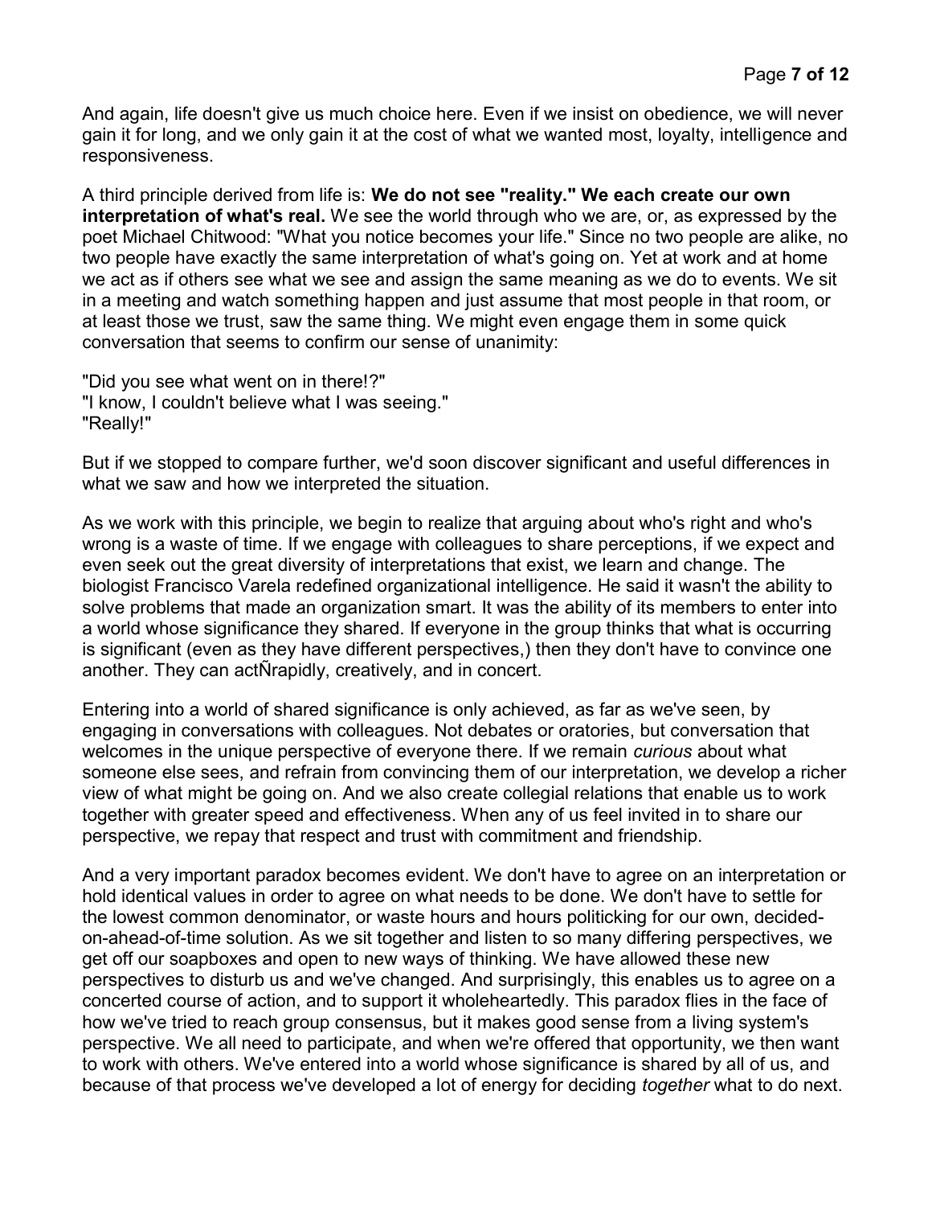And again, life doesn't give us much choice here. Even if we insist on obedience, we will never gain it for long, and we only gain it at the cost of what we wanted most, loyalty, intelligence and responsiveness.

A third principle derived from life is: **We do not see "reality." We each create our own interpretation of what's real.** We see the world through who we are, or, as expressed by the poet Michael Chitwood: "What you notice becomes your life." Since no two people are alike, no two people have exactly the same interpretation of what's going on. Yet at work and at home we act as if others see what we see and assign the same meaning as we do to events. We sit in a meeting and watch something happen and just assume that most people in that room, or at least those we trust, saw the same thing. We might even engage them in some quick conversation that seems to confirm our sense of unanimity:

"Did you see what went on in there!?"
"I know, I couldn't believe what I was seeing."
"Really!"

But if we stopped to compare further, we'd soon discover significant and useful differences in what we saw and how we interpreted the situation.

As we work with this principle, we begin to realize that arguing about who's right and who's wrong is a waste of time. If we engage with colleagues to share perceptions, if we expect and even seek out the great diversity of interpretations that exist, we learn and change. The biologist Francisco Varela redefined organizational intelligence. He said it wasn't the ability to solve problems that made an organization smart. It was the ability of its members to enter into a world whose significance they shared. If everyone in the group thinks that what is occurring is significant (even as they have different perspectives,) then they don't have to convince one another. They can actÑrapidly, creatively, and in concert.

Entering into a world of shared significance is only achieved, as far as we've seen, by engaging in conversations with colleagues. Not debates or oratories, but conversation that welcomes in the unique perspective of everyone there. If we remain *curious* about what someone else sees, and refrain from convincing them of our interpretation, we develop a richer view of what might be going on. And we also create collegial relations that enable us to work together with greater speed and effectiveness. When any of us feel invited in to share our perspective, we repay that respect and trust with commitment and friendship.

And a very important paradox becomes evident. We don't have to agree on an interpretation or hold identical values in order to agree on what needs to be done. We don't have to settle for the lowest common denominator, or waste hours and hours politicking for our own, decided-on-ahead-of-time solution. As we sit together and listen to so many differing perspectives, we get off our soapboxes and open to new ways of thinking. We have allowed these new perspectives to disturb us and we've changed. And surprisingly, this enables us to agree on a concerted course of action, and to support it wholeheartedly. This paradox flies in the face of how we've tried to reach group consensus, but it makes good sense from a living system's perspective. We all need to participate, and when we're offered that opportunity, we then want to work with others. We've entered into a world whose significance is shared by all of us, and because of that process we've developed a lot of energy for deciding *together* what to do next.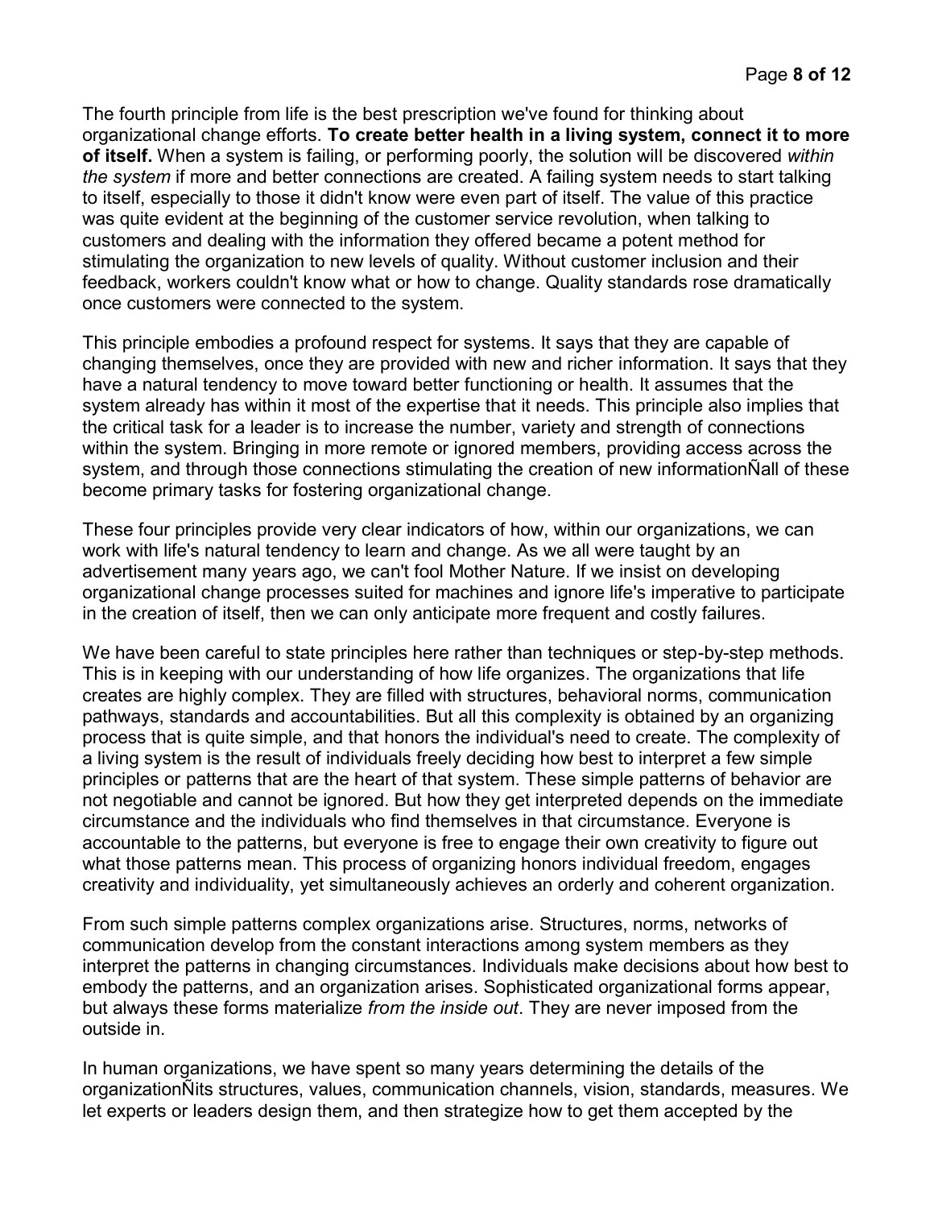The fourth principle from life is the best prescription we've found for thinking about organizational change efforts. **To create better health in a living system, connect it to more of itself.** When a system is failing, or performing poorly, the solution will be discovered *within the system* if more and better connections are created. A failing system needs to start talking to itself, especially to those it didn't know were even part of itself. The value of this practice was quite evident at the beginning of the customer service revolution, when talking to customers and dealing with the information they offered became a potent method for stimulating the organization to new levels of quality. Without customer inclusion and their feedback, workers couldn't know what or how to change. Quality standards rose dramatically once customers were connected to the system.

This principle embodies a profound respect for systems. It says that they are capable of changing themselves, once they are provided with new and richer information. It says that they have a natural tendency to move toward better functioning or health. It assumes that the system already has within it most of the expertise that it needs. This principle also implies that the critical task for a leader is to increase the number, variety and strength of connections within the system. Bringing in more remote or ignored members, providing access across the system, and through those connections stimulating the creation of new informationÑall of these become primary tasks for fostering organizational change.

These four principles provide very clear indicators of how, within our organizations, we can work with life's natural tendency to learn and change. As we all were taught by an advertisement many years ago, we can't fool Mother Nature. If we insist on developing organizational change processes suited for machines and ignore life's imperative to participate in the creation of itself, then we can only anticipate more frequent and costly failures.

We have been careful to state principles here rather than techniques or step-by-step methods. This is in keeping with our understanding of how life organizes. The organizations that life creates are highly complex. They are filled with structures, behavioral norms, communication pathways, standards and accountabilities. But all this complexity is obtained by an organizing process that is quite simple, and that honors the individual's need to create. The complexity of a living system is the result of individuals freely deciding how best to interpret a few simple principles or patterns that are the heart of that system. These simple patterns of behavior are not negotiable and cannot be ignored. But how they get interpreted depends on the immediate circumstance and the individuals who find themselves in that circumstance. Everyone is accountable to the patterns, but everyone is free to engage their own creativity to figure out what those patterns mean. This process of organizing honors individual freedom, engages creativity and individuality, yet simultaneously achieves an orderly and coherent organization.

From such simple patterns complex organizations arise. Structures, norms, networks of communication develop from the constant interactions among system members as they interpret the patterns in changing circumstances. Individuals make decisions about how best to embody the patterns, and an organization arises. Sophisticated organizational forms appear, but always these forms materialize *from the inside out*. They are never imposed from the outside in.

In human organizations, we have spent so many years determining the details of the organizationÑits structures, values, communication channels, vision, standards, measures. We let experts or leaders design them, and then strategize how to get them accepted by the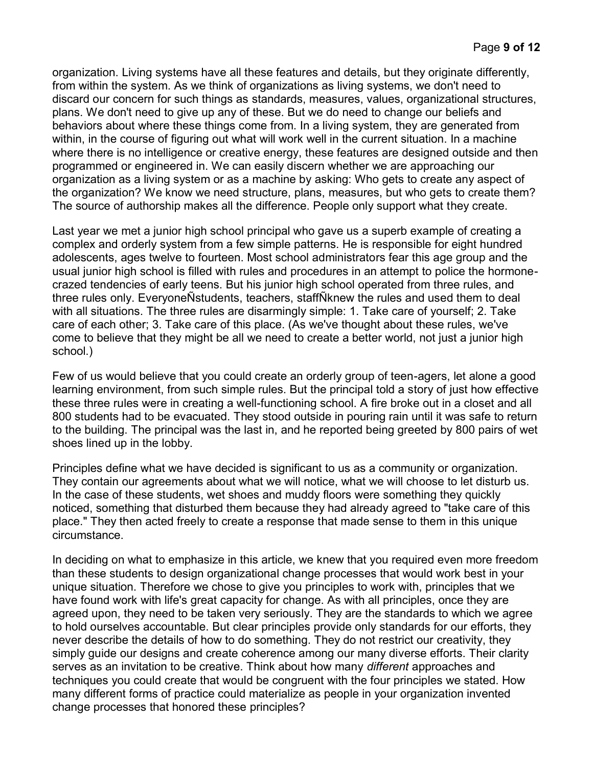organization. Living systems have all these features and details, but they originate differently, from within the system. As we think of organizations as living systems, we don't need to discard our concern for such things as standards, measures, values, organizational structures, plans. We don't need to give up any of these. But we do need to change our beliefs and behaviors about where these things come from. In a living system, they are generated from within, in the course of figuring out what will work well in the current situation. In a machine where there is no intelligence or creative energy, these features are designed outside and then programmed or engineered in. We can easily discern whether we are approaching our organization as a living system or as a machine by asking: Who gets to create any aspect of the organization? We know we need structure, plans, measures, but who gets to create them? The source of authorship makes all the difference. People only support what they create.

Last year we met a junior high school principal who gave us a superb example of creating a complex and orderly system from a few simple patterns. He is responsible for eight hundred adolescents, ages twelve to fourteen. Most school administrators fear this age group and the usual junior high school is filled with rules and procedures in an attempt to police the hormone-crazed tendencies of early teens. But his junior high school operated from three rules, and three rules only. EveryoneÑstudents, teachers, staffÑknew the rules and used them to deal with all situations. The three rules are disarmingly simple: 1. Take care of yourself; 2. Take care of each other; 3. Take care of this place. (As we've thought about these rules, we've come to believe that they might be all we need to create a better world, not just a junior high school.)

Few of us would believe that you could create an orderly group of teen-agers, let alone a good learning environment, from such simple rules. But the principal told a story of just how effective these three rules were in creating a well-functioning school. A fire broke out in a closet and all 800 students had to be evacuated. They stood outside in pouring rain until it was safe to return to the building. The principal was the last in, and he reported being greeted by 800 pairs of wet shoes lined up in the lobby.

Principles define what we have decided is significant to us as a community or organization. They contain our agreements about what we will notice, what we will choose to let disturb us. In the case of these students, wet shoes and muddy floors were something they quickly noticed, something that disturbed them because they had already agreed to "take care of this place." They then acted freely to create a response that made sense to them in this unique circumstance.

In deciding on what to emphasize in this article, we knew that you required even more freedom than these students to design organizational change processes that would work best in your unique situation. Therefore we chose to give you principles to work with, principles that we have found work with life's great capacity for change. As with all principles, once they are agreed upon, they need to be taken very seriously. They are the standards to which we agree to hold ourselves accountable. But clear principles provide only standards for our efforts, they never describe the details of how to do something. They do not restrict our creativity, they simply guide our designs and create coherence among our many diverse efforts. Their clarity serves as an invitation to be creative. Think about how many *different* approaches and techniques you could create that would be congruent with the four principles we stated. How many different forms of practice could materialize as people in your organization invented change processes that honored these principles?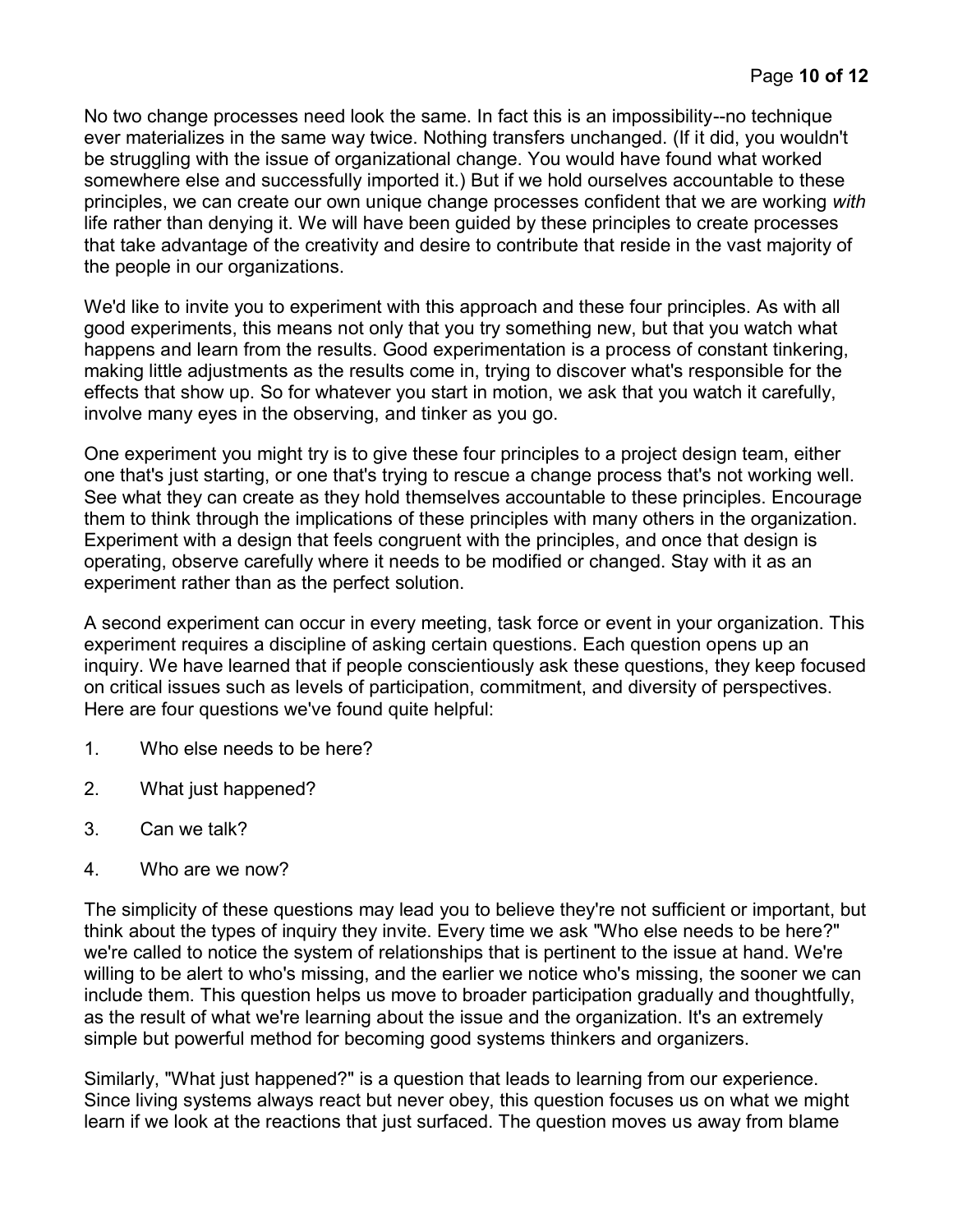No two change processes need look the same. In fact this is an impossibility--no technique ever materializes in the same way twice. Nothing transfers unchanged. (If it did, you wouldn't be struggling with the issue of organizational change. You would have found what worked somewhere else and successfully imported it.) But if we hold ourselves accountable to these principles, we can create our own unique change processes confident that we are working *with* life rather than denying it. We will have been guided by these principles to create processes that take advantage of the creativity and desire to contribute that reside in the vast majority of the people in our organizations.

We'd like to invite you to experiment with this approach and these four principles. As with all good experiments, this means not only that you try something new, but that you watch what happens and learn from the results. Good experimentation is a process of constant tinkering, making little adjustments as the results come in, trying to discover what's responsible for the effects that show up. So for whatever you start in motion, we ask that you watch it carefully, involve many eyes in the observing, and tinker as you go.

One experiment you might try is to give these four principles to a project design team, either one that's just starting, or one that's trying to rescue a change process that's not working well. See what they can create as they hold themselves accountable to these principles. Encourage them to think through the implications of these principles with many others in the organization. Experiment with a design that feels congruent with the principles, and once that design is operating, observe carefully where it needs to be modified or changed. Stay with it as an experiment rather than as the perfect solution.

A second experiment can occur in every meeting, task force or event in your organization. This experiment requires a discipline of asking certain questions. Each question opens up an inquiry. We have learned that if people conscientiously ask these questions, they keep focused on critical issues such as levels of participation, commitment, and diversity of perspectives. Here are four questions we've found quite helpful:

1. Who else needs to be here?
2. What just happened?
3. Can we talk?
4. Who are we now?

The simplicity of these questions may lead you to believe they're not sufficient or important, but think about the types of inquiry they invite. Every time we ask "Who else needs to be here?" we're called to notice the system of relationships that is pertinent to the issue at hand. We're willing to be alert to who's missing, and the earlier we notice who's missing, the sooner we can include them. This question helps us move to broader participation gradually and thoughtfully, as the result of what we're learning about the issue and the organization. It's an extremely simple but powerful method for becoming good systems thinkers and organizers.

Similarly, "What just happened?" is a question that leads to learning from our experience. Since living systems always react but never obey, this question focuses us on what we might learn if we look at the reactions that just surfaced. The question moves us away from blame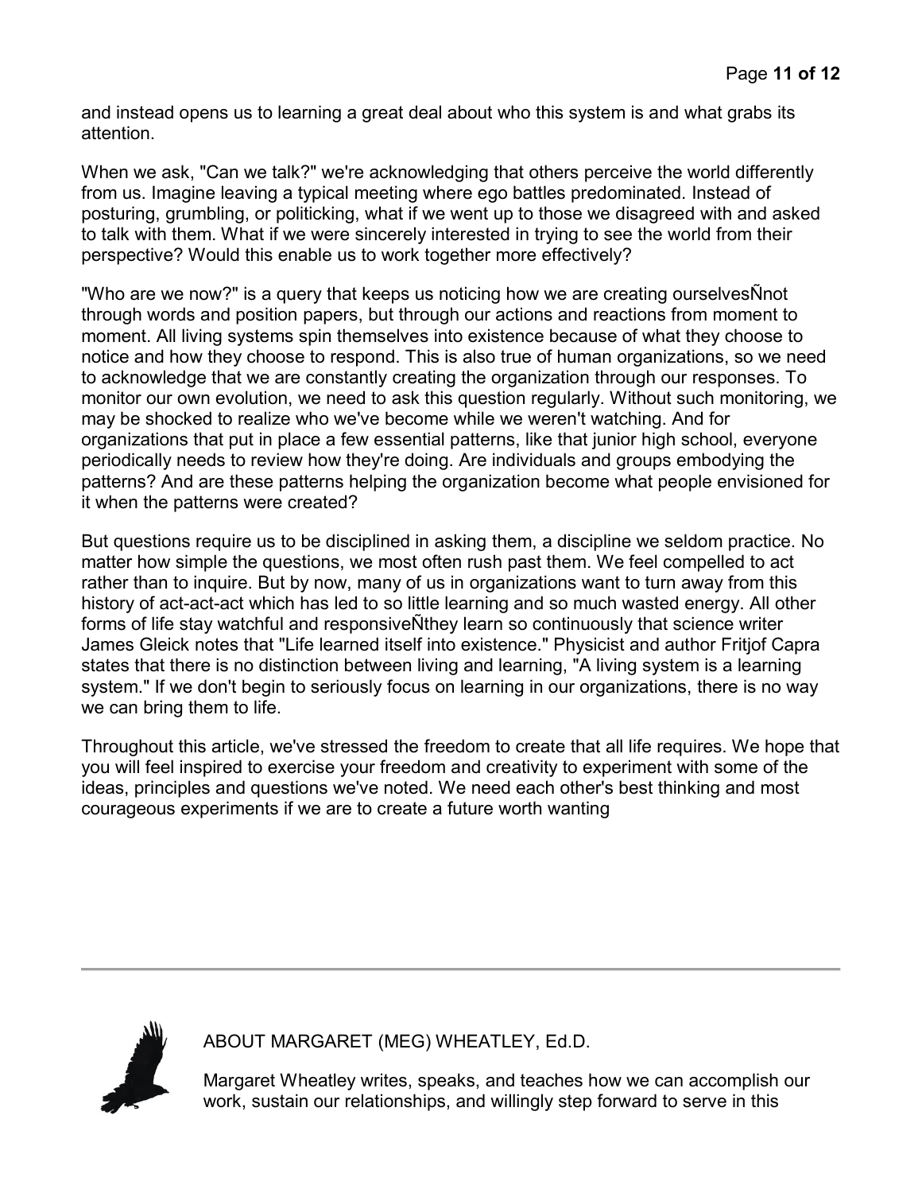and instead opens us to learning a great deal about who this system is and what grabs its attention.

When we ask, "Can we talk?" we're acknowledging that others perceive the world differently from us. Imagine leaving a typical meeting where ego battles predominated. Instead of posturing, grumbling, or politicking, what if we went up to those we disagreed with and asked to talk with them. What if we were sincerely interested in trying to see the world from their perspective? Would this enable us to work together more effectively?

"Who are we now?" is a query that keeps us noticing how we are creating ourselvesÑnot through words and position papers, but through our actions and reactions from moment to moment. All living systems spin themselves into existence because of what they choose to notice and how they choose to respond. This is also true of human organizations, so we need to acknowledge that we are constantly creating the organization through our responses. To monitor our own evolution, we need to ask this question regularly. Without such monitoring, we may be shocked to realize who we've become while we weren't watching. And for organizations that put in place a few essential patterns, like that junior high school, everyone periodically needs to review how they're doing. Are individuals and groups embodying the patterns? And are these patterns helping the organization become what people envisioned for it when the patterns were created?

But questions require us to be disciplined in asking them, a discipline we seldom practice. No matter how simple the questions, we most often rush past them. We feel compelled to act rather than to inquire. But by now, many of us in organizations want to turn away from this history of act-act-act which has led to so little learning and so much wasted energy. All other forms of life stay watchful and responsiveÑthey learn so continuously that science writer James Gleick notes that "Life learned itself into existence." Physicist and author Fritjof Capra states that there is no distinction between living and learning, "A living system is a learning system." If we don't begin to seriously focus on learning in our organizations, there is no way we can bring them to life.

Throughout this article, we've stressed the freedom to create that all life requires. We hope that you will feel inspired to exercise your freedom and creativity to experiment with some of the ideas, principles and questions we've noted. We need each other's best thinking and most courageous experiments if we are to create a future worth wanting

---

ABOUT MARGARET (MEG) WHEATLEY, Ed.D.

Margaret Wheatley writes, speaks, and teaches how we can accomplish our work, sustain our relationships, and willingly step forward to serve in this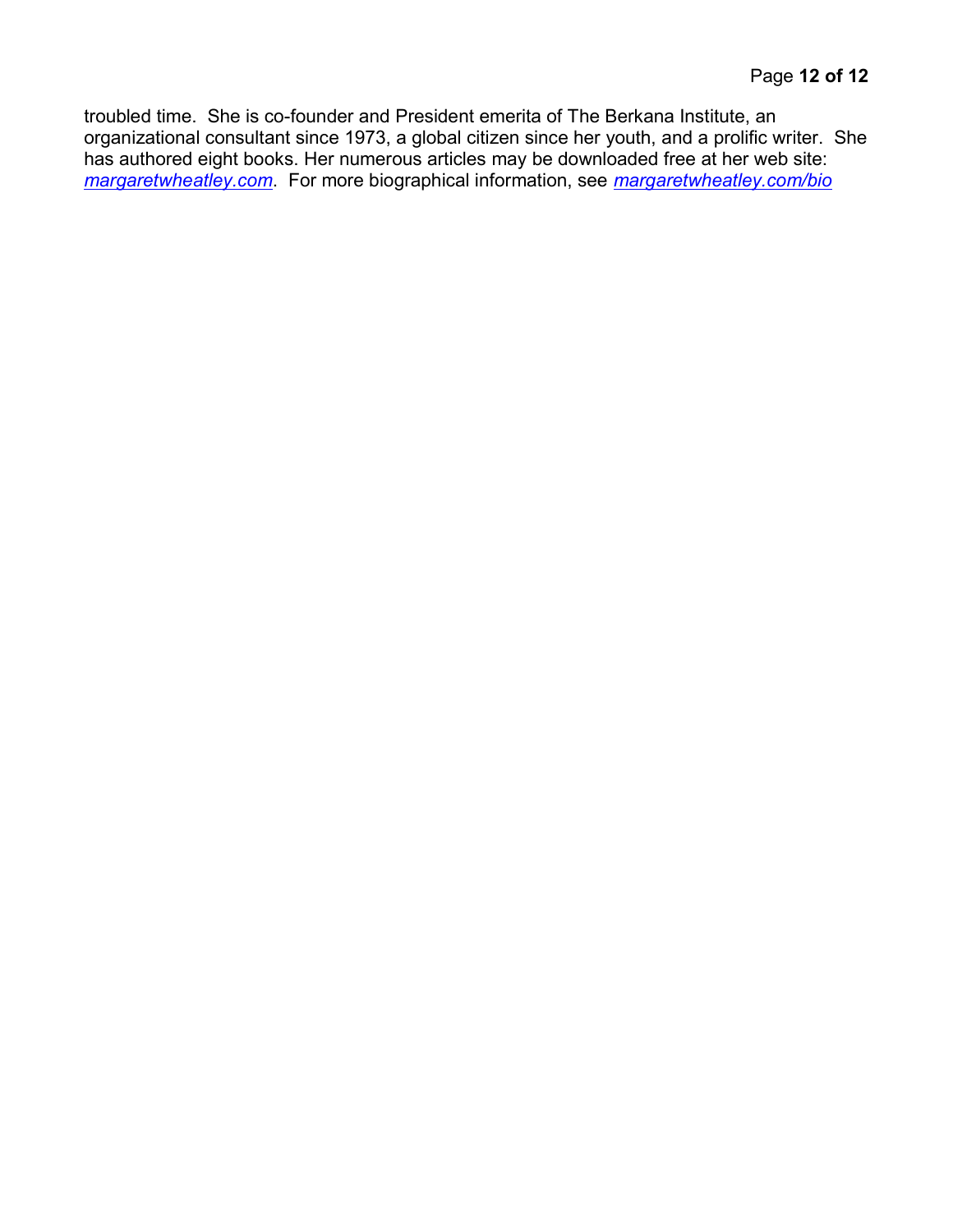troubled time. She is co-founder and President emerita of The Berkana Institute, an organizational consultant since 1973, a global citizen since her youth, and a prolific writer. She has authored eight books. Her numerous articles may be downloaded free at her web site: *margaretwheatley.com*. For more biographical information, see *margaretwheatley.com/bio*